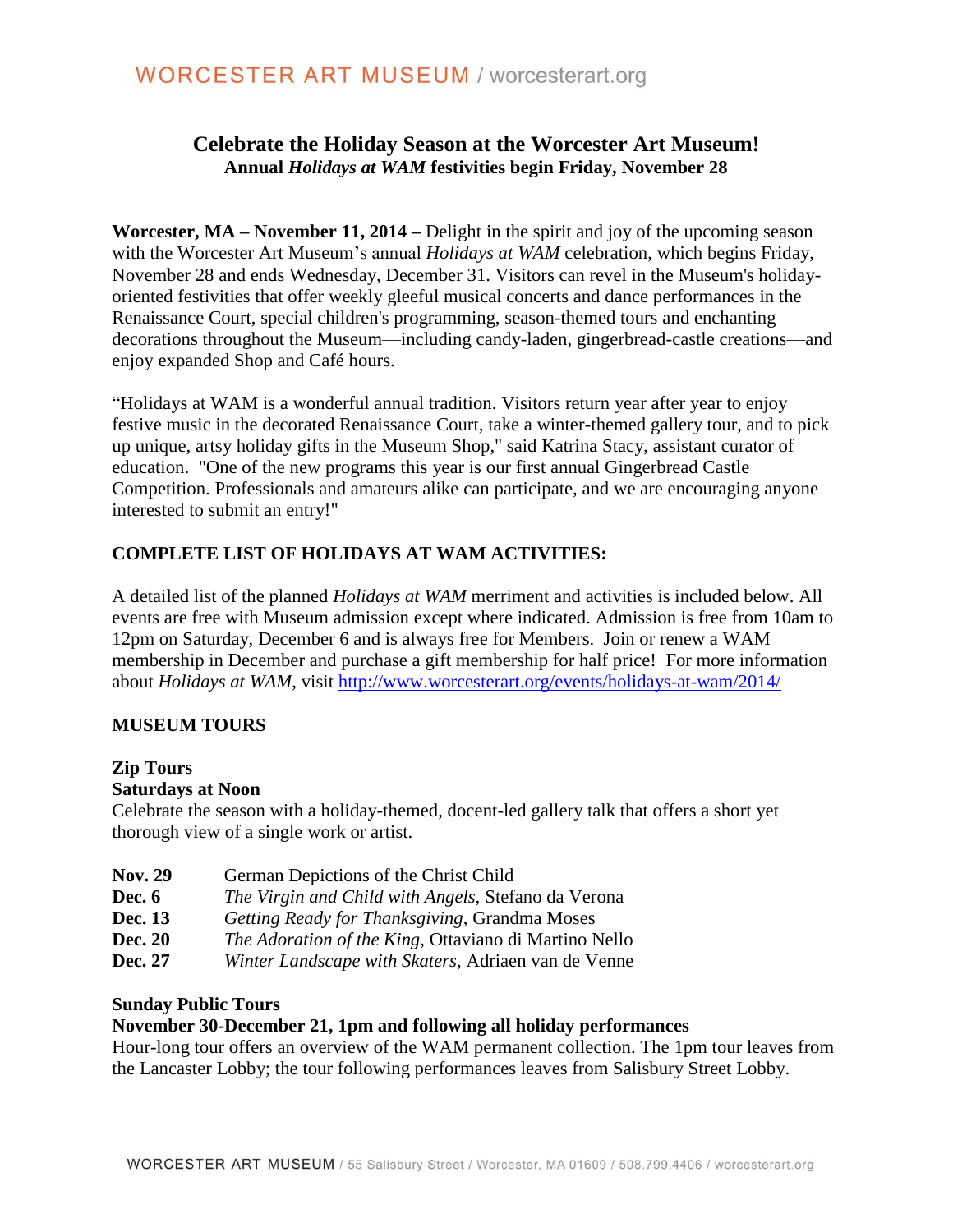# Celebrate the Holiday Season at the Worcester Art Museum!

**Annual *Holidays at WAM* festivities begin Friday, November 28**

**Worcester, MA – November 11, 2014 –** Delight in the spirit and joy of the upcoming season with the Worcester Art Museum's annual *Holidays at WAM* celebration, which begins Friday, November 28 and ends Wednesday, December 31. Visitors can revel in the Museum's holiday-oriented festivities that offer weekly gleeful musical concerts and dance performances in the Renaissance Court, special children's programming, season-themed tours and enchanting decorations throughout the Museum—including candy-laden, gingerbread-castle creations—and enjoy expanded Shop and Café hours.

"Holidays at WAM is a wonderful annual tradition. Visitors return year after year to enjoy festive music in the decorated Renaissance Court, take a winter-themed gallery tour, and to pick up unique, artsy holiday gifts in the Museum Shop," said Katrina Stacy, assistant curator of education. "One of the new programs this year is our first annual Gingerbread Castle Competition. Professionals and amateurs alike can participate, and we are encouraging anyone interested to submit an entry!"

## COMPLETE LIST OF HOLIDAYS AT WAM ACTIVITIES:

A detailed list of the planned *Holidays at WAM* merriment and activities is included below. All events are free with Museum admission except where indicated. Admission is free from 10am to 12pm on Saturday, December 6 and is always free for Members. Join or renew a WAM membership in December and purchase a gift membership for half price! For more information about *Holidays at WAM*, visit http://www.worcesterart.org/events/holidays-at-wam/2014/

## MUSEUM TOURS

**Zip Tours**
**Saturdays at Noon**
Celebrate the season with a holiday-themed, docent-led gallery talk that offers a short yet thorough view of a single work or artist.

**Nov. 29** German Depictions of the Christ Child
**Dec. 6** *The Virgin and Child with Angels*, Stefano da Verona
**Dec. 13** *Getting Ready for Thanksgiving*, Grandma Moses
**Dec. 20** *The Adoration of the King*, Ottaviano di Martino Nello
**Dec. 27** *Winter Landscape with Skaters*, Adriaen van de Venne

**Sunday Public Tours**
**November 30-December 21, 1pm and following all holiday performances**
Hour-long tour offers an overview of the WAM permanent collection. The 1pm tour leaves from the Lancaster Lobby; the tour following performances leaves from Salisbury Street Lobby.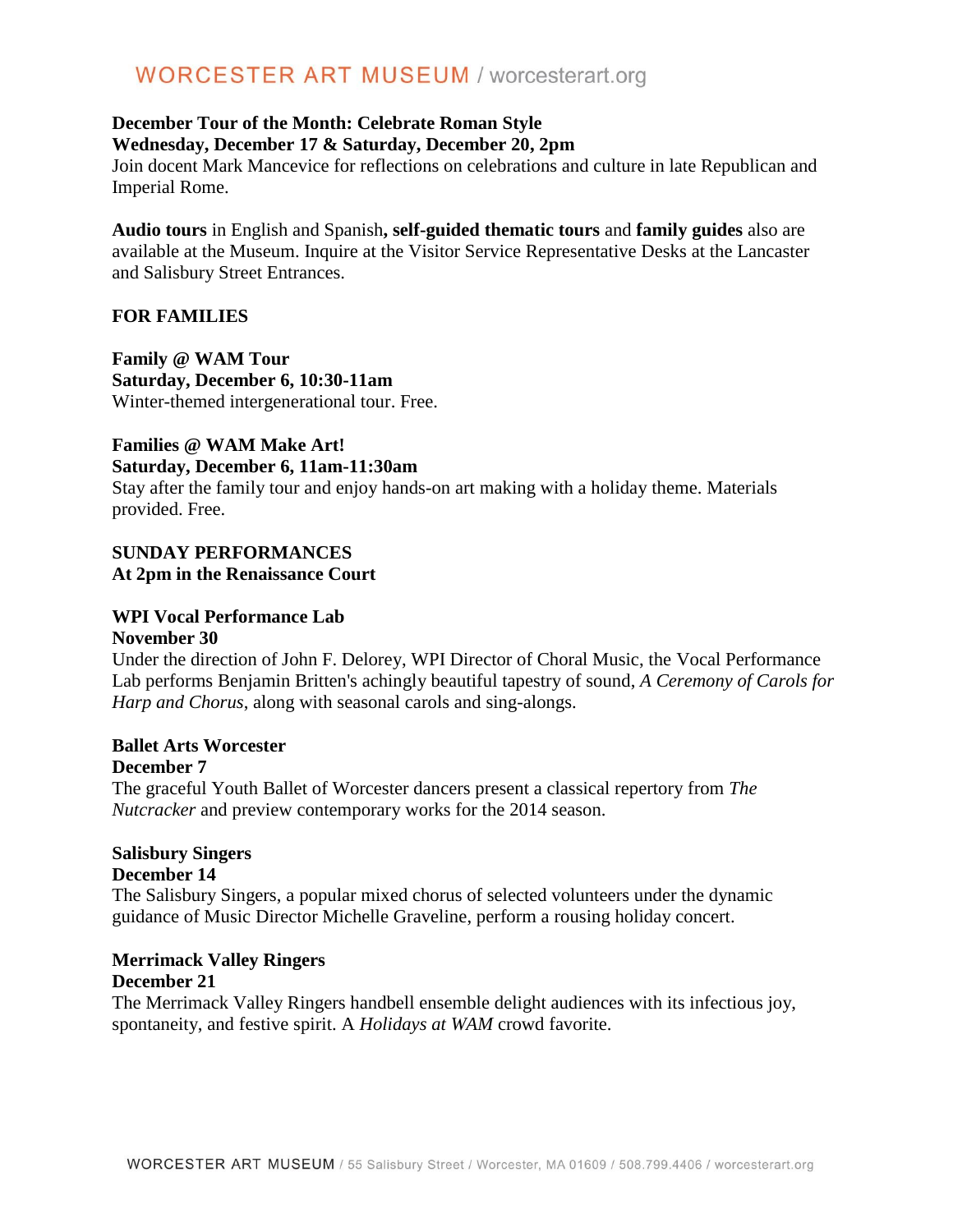**December Tour of the Month: Celebrate Roman Style**
**Wednesday, December 17 & Saturday, December 20, 2pm**
Join docent Mark Mancevice for reflections on celebrations and culture in late Republican and Imperial Rome.

**Audio tours** in English and Spanish**, self-guided thematic tours** and **family guides** also are available at the Museum. Inquire at the Visitor Service Representative Desks at the Lancaster and Salisbury Street Entrances.

**FOR FAMILIES**

**Family @ WAM Tour**
**Saturday, December 6, 10:30-11am**
Winter-themed intergenerational tour. Free.

**Families @ WAM Make Art!**
**Saturday, December 6, 11am-11:30am**
Stay after the family tour and enjoy hands-on art making with a holiday theme. Materials provided. Free.

**SUNDAY PERFORMANCES**
**At 2pm in the Renaissance Court**

**WPI Vocal Performance Lab**
**November 30**
Under the direction of John F. Delorey, WPI Director of Choral Music, the Vocal Performance Lab performs Benjamin Britten's achingly beautiful tapestry of sound, *A Ceremony of Carols for Harp and Chorus*, along with seasonal carols and sing-alongs.

**Ballet Arts Worcester**
**December 7**
The graceful Youth Ballet of Worcester dancers present a classical repertory from *The Nutcracker* and preview contemporary works for the 2014 season.

**Salisbury Singers**
**December 14**
The Salisbury Singers, a popular mixed chorus of selected volunteers under the dynamic guidance of Music Director Michelle Graveline, perform a rousing holiday concert.

**Merrimack Valley Ringers**
**December 21**
The Merrimack Valley Ringers handbell ensemble delight audiences with its infectious joy, spontaneity, and festive spirit. A *Holidays at WAM* crowd favorite.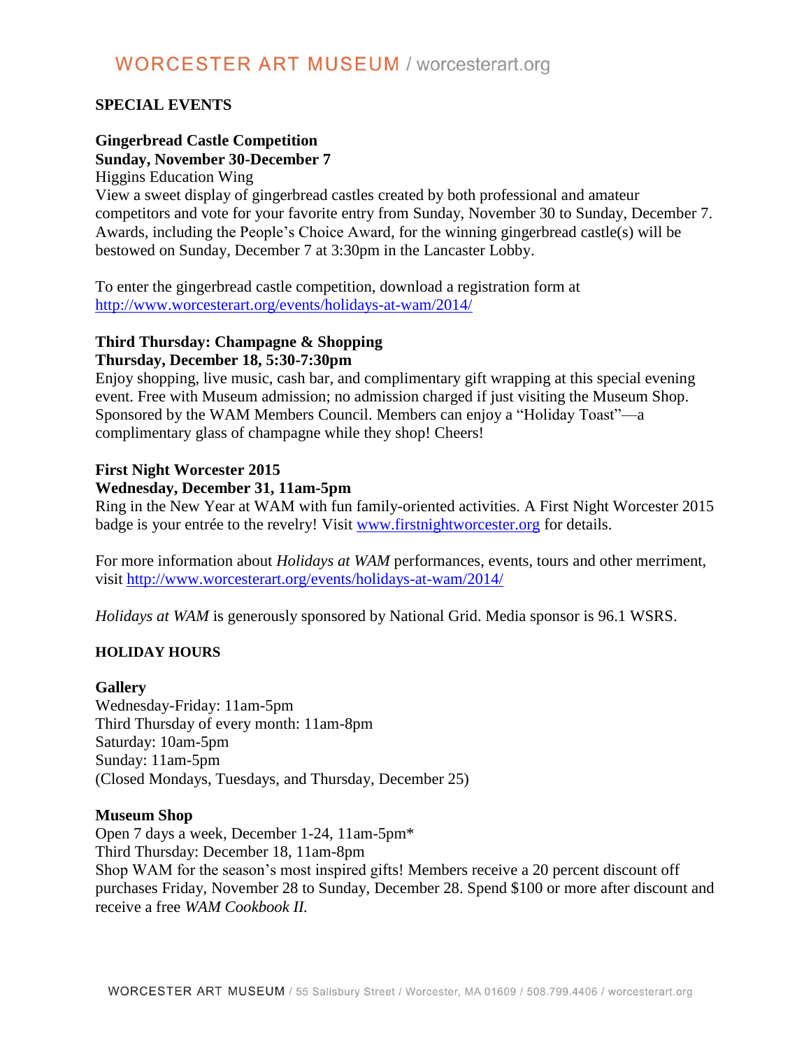## SPECIAL EVENTS

**Gingerbread Castle Competition**
**Sunday, November 30-December 7**
Higgins Education Wing
View a sweet display of gingerbread castles created by both professional and amateur competitors and vote for your favorite entry from Sunday, November 30 to Sunday, December 7. Awards, including the People's Choice Award, for the winning gingerbread castle(s) will be bestowed on Sunday, December 7 at 3:30pm in the Lancaster Lobby.

To enter the gingerbread castle competition, download a registration form at http://www.worcesterart.org/events/holidays-at-wam/2014/

**Third Thursday: Champagne & Shopping**
**Thursday, December 18, 5:30-7:30pm**
Enjoy shopping, live music, cash bar, and complimentary gift wrapping at this special evening event. Free with Museum admission; no admission charged if just visiting the Museum Shop. Sponsored by the WAM Members Council. Members can enjoy a "Holiday Toast"—a complimentary glass of champagne while they shop! Cheers!

**First Night Worcester 2015**
**Wednesday, December 31, 11am-5pm**
Ring in the New Year at WAM with fun family-oriented activities. A First Night Worcester 2015 badge is your entrée to the revelry! Visit www.firstnightworcester.org for details.

For more information about *Holidays at WAM* performances, events, tours and other merriment, visit http://www.worcesterart.org/events/holidays-at-wam/2014/

*Holidays at WAM* is generously sponsored by National Grid. Media sponsor is 96.1 WSRS.

## HOLIDAY HOURS

**Gallery**
Wednesday-Friday: 11am-5pm
Third Thursday of every month: 11am-8pm
Saturday: 10am-5pm
Sunday: 11am-5pm
(Closed Mondays, Tuesdays, and Thursday, December 25)

**Museum Shop**
Open 7 days a week, December 1-24, 11am-5pm*
Third Thursday: December 18, 11am-8pm
Shop WAM for the season's most inspired gifts! Members receive a 20 percent discount off purchases Friday, November 28 to Sunday, December 28. Spend $100 or more after discount and receive a free *WAM Cookbook II.*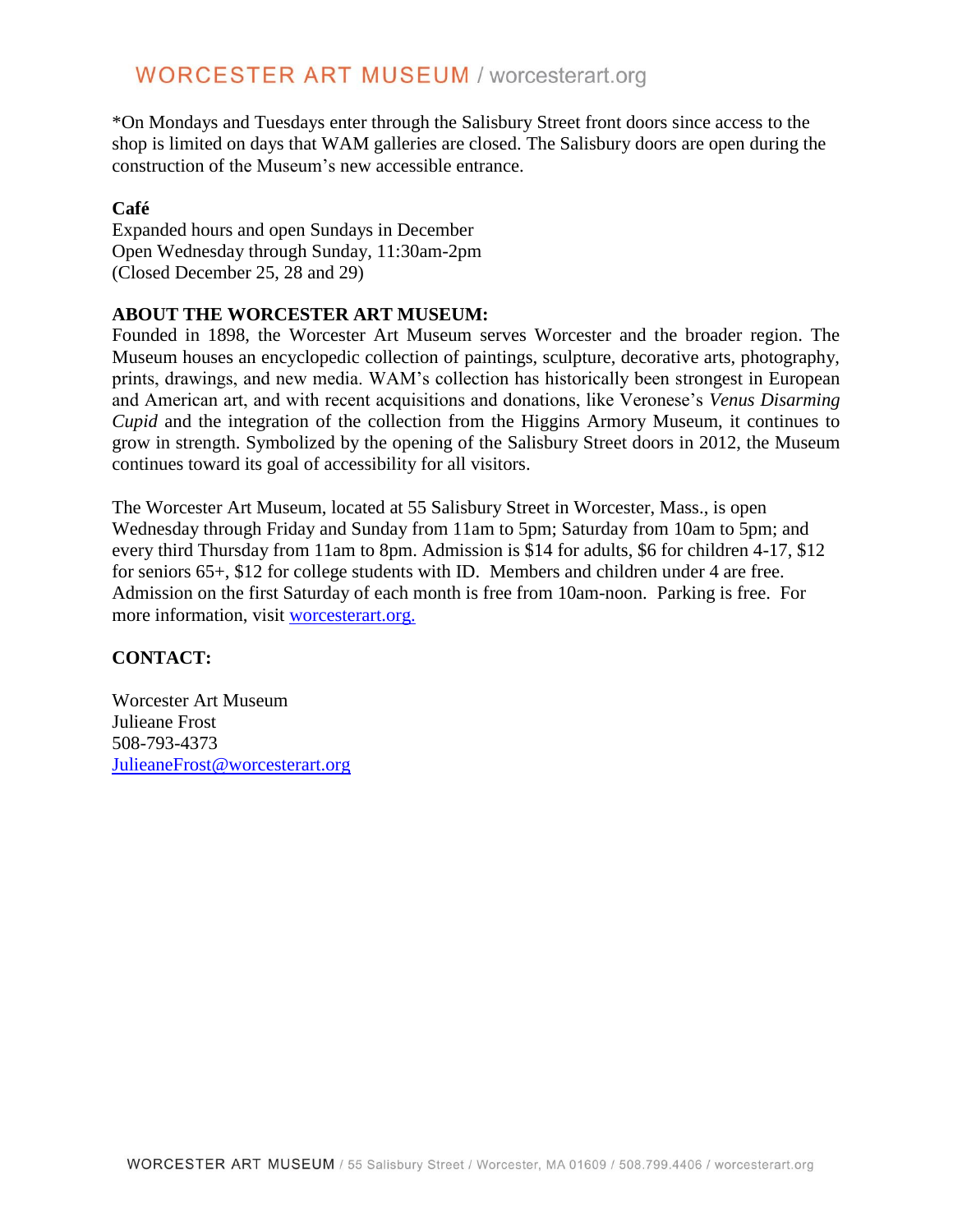*On Mondays and Tuesdays enter through the Salisbury Street front doors since access to the shop is limited on days that WAM galleries are closed. The Salisbury doors are open during the construction of the Museum's new accessible entrance.

**Café**
Expanded hours and open Sundays in December
Open Wednesday through Sunday, 11:30am-2pm
(Closed December 25, 28 and 29)

**ABOUT THE WORCESTER ART MUSEUM:**
Founded in 1898, the Worcester Art Museum serves Worcester and the broader region. The Museum houses an encyclopedic collection of paintings, sculpture, decorative arts, photography, prints, drawings, and new media. WAM's collection has historically been strongest in European and American art, and with recent acquisitions and donations, like Veronese's *Venus Disarming Cupid* and the integration of the collection from the Higgins Armory Museum, it continues to grow in strength. Symbolized by the opening of the Salisbury Street doors in 2012, the Museum continues toward its goal of accessibility for all visitors.

The Worcester Art Museum, located at 55 Salisbury Street in Worcester, Mass., is open Wednesday through Friday and Sunday from 11am to 5pm; Saturday from 10am to 5pm; and every third Thursday from 11am to 8pm. Admission is $14 for adults, $6 for children 4-17, $12 for seniors 65+, $12 for college students with ID. Members and children under 4 are free. Admission on the first Saturday of each month is free from 10am-noon. Parking is free. For more information, visit [worcesterart.org.](http://worcesterart.org)

**CONTACT:**

Worcester Art Museum
Julieane Frost
508-793-4373
[JulieaneFrost@worcesterart.org](mailto:JulieaneFrost@worcesterart.org)